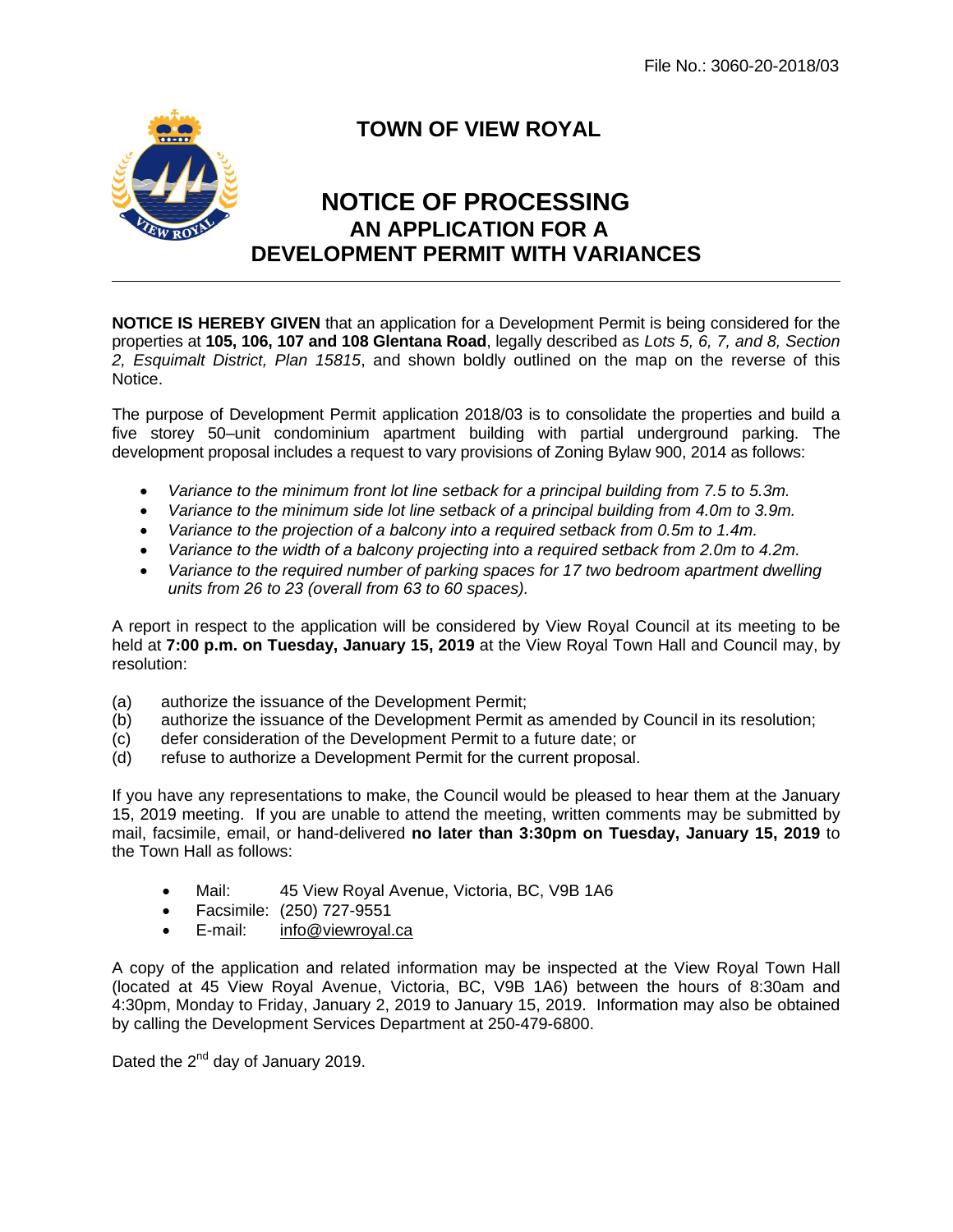File No.: 3060-20-2018/03

# TOWN OF VIEW ROYAL

# NOTICE OF PROCESSING
## AN APPLICATION FOR A DEVELOPMENT PERMIT WITH VARIANCES

---

**NOTICE IS HEREBY GIVEN** that an application for a Development Permit is being considered for the properties at **105, 106, 107 and 108 Glentana Road**, legally described as *Lots 5, 6, 7, and 8, Section 2, Esquimalt District, Plan 15815*, and shown boldly outlined on the map on the reverse of this Notice.

The purpose of Development Permit application 2018/03 is to consolidate the properties and build a five storey 50–unit condominium apartment building with partial underground parking. The development proposal includes a request to vary provisions of Zoning Bylaw 900, 2014 as follows:

- *Variance to the minimum front lot line setback for a principal building from 7.5 to 5.3m.*
- *Variance to the minimum side lot line setback of a principal building from 4.0m to 3.9m.*
- *Variance to the projection of a balcony into a required setback from 0.5m to 1.4m.*
- *Variance to the width of a balcony projecting into a required setback from 2.0m to 4.2m.*
- *Variance to the required number of parking spaces for 17 two bedroom apartment dwelling units from 26 to 23 (overall from 63 to 60 spaces).*

A report in respect to the application will be considered by View Royal Council at its meeting to be held at **7:00 p.m. on Tuesday, January 15, 2019** at the View Royal Town Hall and Council may, by resolution:

(a) authorize the issuance of the Development Permit;
(b) authorize the issuance of the Development Permit as amended by Council in its resolution;
(c) defer consideration of the Development Permit to a future date; or
(d) refuse to authorize a Development Permit for the current proposal.

If you have any representations to make, the Council would be pleased to hear them at the January 15, 2019 meeting. If you are unable to attend the meeting, written comments may be submitted by mail, facsimile, email, or hand-delivered **no later than 3:30pm on Tuesday, January 15, 2019** to the Town Hall as follows:

- Mail: 45 View Royal Avenue, Victoria, BC, V9B 1A6
- Facsimile: (250) 727-9551
- E-mail: info@viewroyal.ca

A copy of the application and related information may be inspected at the View Royal Town Hall (located at 45 View Royal Avenue, Victoria, BC, V9B 1A6) between the hours of 8:30am and 4:30pm, Monday to Friday, January 2, 2019 to January 15, 2019. Information may also be obtained by calling the Development Services Department at 250-479-6800.

Dated the 2nd day of January 2019.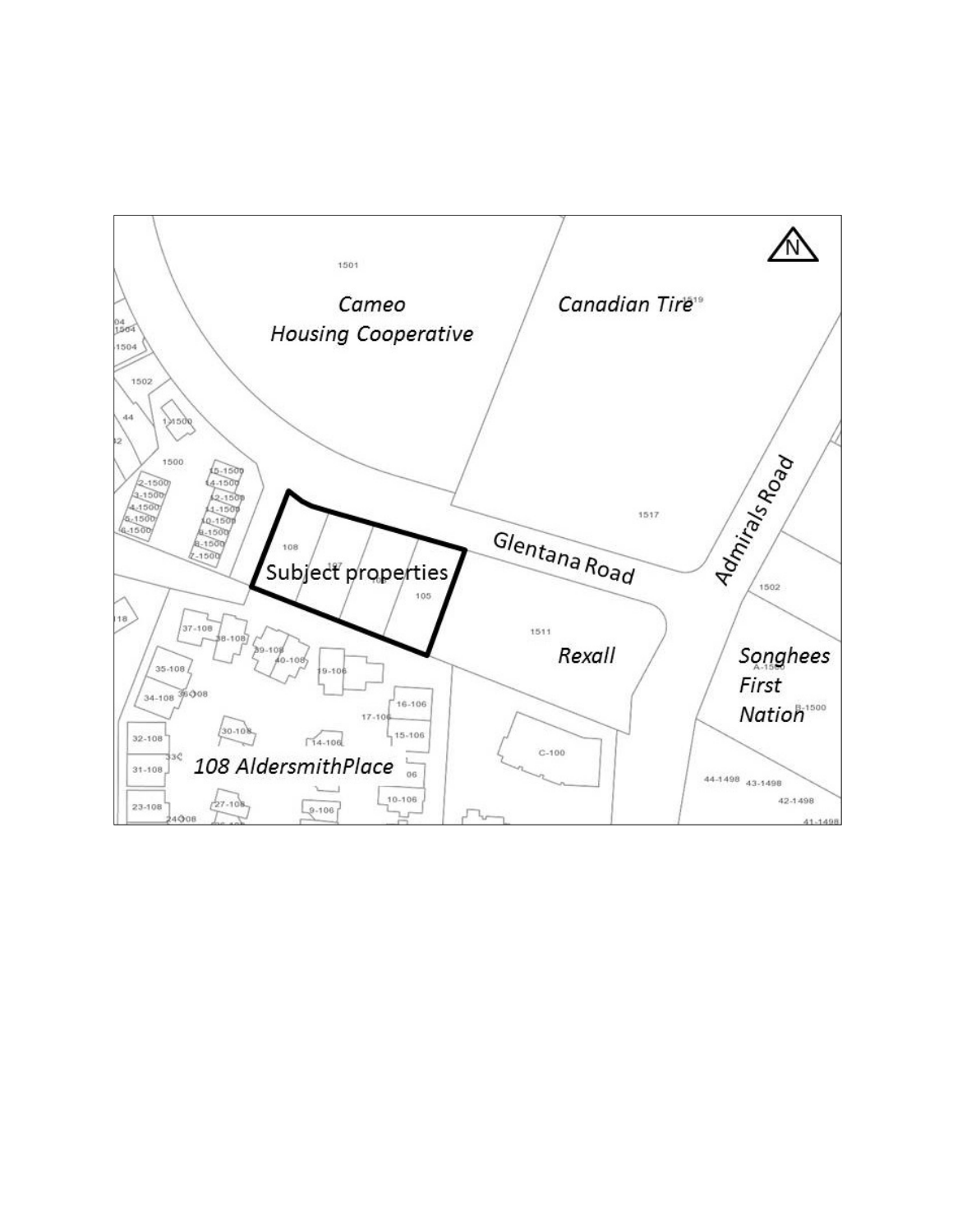N

1501

Cameo
Housing Cooperative

Canadian Tire

Glentana Road

Admirals Road

1517

Subject properties

108

105

1511

Rexall

Songhees
First
Nation

108 AldersmithPlace